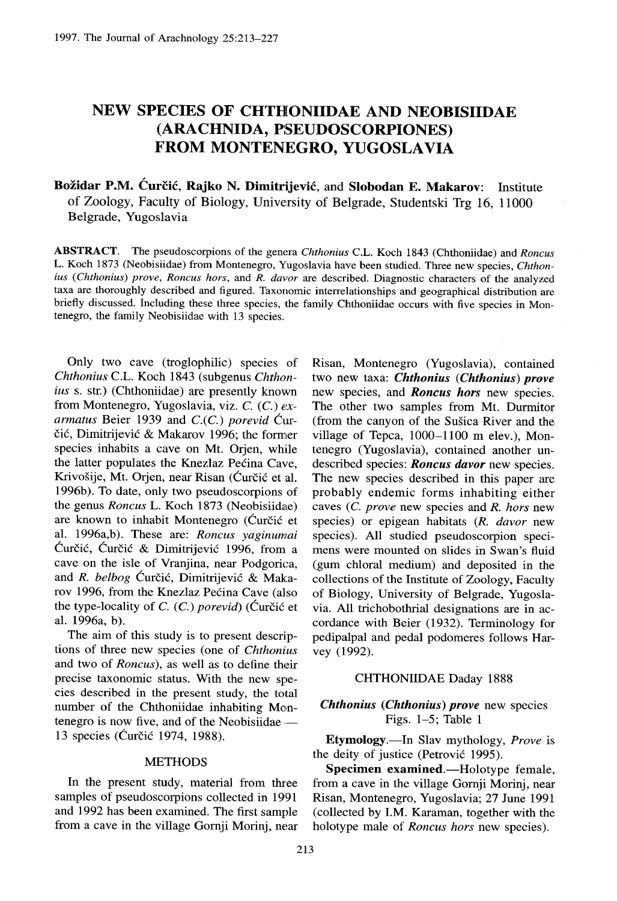# NEW SPECIES OF CHTHONIIDAE AND NEOBISIIDAE (ARACHNIDA, PSEUDOSCORPIONES) FROM MONTENEGRO, YUGOSLAVIA

**Božidar P.M. Ćurčić, Rajko N. Dimitrijević,** and **Slobodan E. Makarov**: Institute of Zoology, Faculty of Biology, University of Belgrade, Studentski Trg 16, 11000 Belgrade, Yugoslavia

**ABSTRACT.** The pseudoscorpions of the genera *Chthonius* C.L. Koch 1843 (Chthoniidae) and *Roncus* L. Koch 1873 (Neobisiidae) from Montenegro, Yugoslavia have been studied. Three new species, *Chthonius (Chthonius) prove*, *Roncus hors*, and *R. davor* are described. Diagnostic characters of the analyzed taxa are thoroughly described and figured. Taxonomic interrelationships and geographical distribution are briefly discussed. Including these three species, the family Chthoniidae occurs with five species in Montenegro, the family Neobisiidae with 13 species.

Only two cave (troglophilic) species of *Chthonius* C.L. Koch 1843 (subgenus *Chthonius* s. str.) (Chthoniidae) are presently known from Montenegro, Yugoslavia, viz. *C.* (*C.*) *exarmatus* Beier 1939 and *C.*(*C.*) *porevid* Ćurčić, Dimitrijević & Makarov 1996; the former species inhabits a cave on Mt. Orjen, while the latter populates the Knezlaz Pećina Cave, Krivošije, Mt. Orjen, near Risan (Ćurčić et al. 1996b). To date, only two pseudoscorpions of the genus *Roncus* L. Koch 1873 (Neobisiidae) are known to inhabit Montenegro (Ćurčić et al. 1996a,b). These are: *Roncus yaginumai* Ćurčić, Ćurčić & Dimitrijević 1996, from a cave on the isle of Vranjina, near Podgorica, and *R. belbog* Ćurčić, Dimitrijević & Makarov 1996, from the Knezlaz Pećina Cave (also the type-locality of *C.* (*C.*) *porevid*) (Ćurčić et al. 1996a, b).

The aim of this study is to present descriptions of three new species (one of *Chthonius* and two of *Roncus*), as well as to define their precise taxonomic status. With the new species described in the present study, the total number of the Chthoniidae inhabiting Montenegro is now five, and of the Neobisiidae — 13 species (Ćurčić 1974, 1988).

## METHODS

In the present study, material from three samples of pseudoscorpions collected in 1991 and 1992 has been examined. The first sample from a cave in the village Gornji Morinj, near Risan, Montenegro (Yugoslavia), contained two new taxa: ***Chthonius (Chthonius) prove*** new species, and ***Roncus hors*** new species. The other two samples from Mt. Durmitor (from the canyon of the Sušica River and the village of Tepca, 1000–1100 m elev.), Montenegro (Yugoslavia), contained another undescribed species: ***Roncus davor*** new species. The new species described in this paper are probably endemic forms inhabiting either caves (*C. prove* new species and *R. hors* new species) or epigean habitats (*R. davor* new species). All studied pseudoscorpion specimens were mounted on slides in Swan's fluid (gum chloral medium) and deposited in the collections of the Institute of Zoology, Faculty of Biology, University of Belgrade, Yugoslavia. All trichobothrial designations are in accordance with Beier (1932). Terminology for pedipalpal and pedal podomeres follows Harvey (1992).

## CHTHONIIDAE Daday 1888

### *Chthonius (Chthonius) prove* new species
Figs. 1–5; Table 1

**Etymology.**—In Slav mythology, *Prove* is the deity of justice (Petrović 1995).

**Specimen examined.**—Holotype female, from a cave in the village Gornji Morinj, near Risan, Montenegro, Yugoslavia; 27 June 1991 (collected by I.M. Karaman, together with the holotype male of *Roncus hors* new species).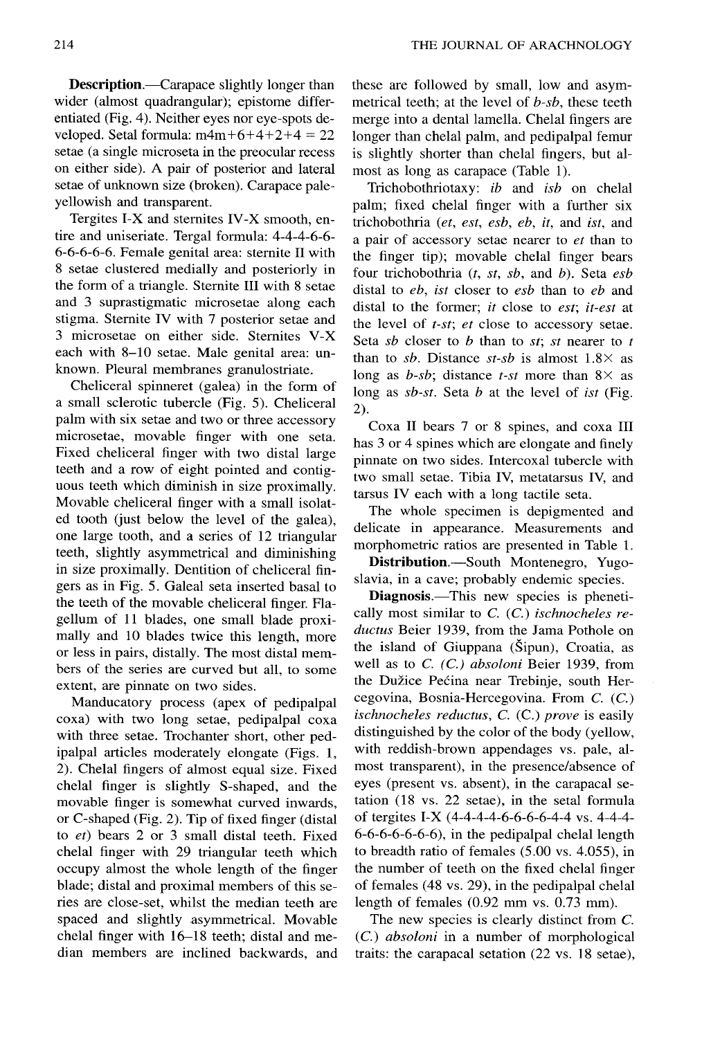**Description.**—Carapace slightly longer than wider (almost quadrangular); epistome differentiated (Fig. 4). Neither eyes nor eye-spots developed. Setal formula: m4m+6+4+2+4 = 22 setae (a single microseta in the preocular recess on either side). A pair of posterior and lateral setae of unknown size (broken). Carapace pale-yellowish and transparent.

Tergites I-X and sternites IV-X smooth, entire and uniseriate. Tergal formula: 4-4-4-6-6-6-6-6-6-6. Female genital area: sternite II with 8 setae clustered medially and posteriorly in the form of a triangle. Sternite III with 8 setae and 3 suprastigmatic microsetae along each stigma. Sternite IV with 7 posterior setae and 3 microsetae on either side. Sternites V-X each with 8–10 setae. Male genital area: unknown. Pleural membranes granulostriate.

Cheliceral spinneret (galea) in the form of a small sclerotic tubercle (Fig. 5). Cheliceral palm with six setae and two or three accessory microsetae, movable finger with one seta. Fixed cheliceral finger with two distal large teeth and a row of eight pointed and contiguous teeth which diminish in size proximally. Movable cheliceral finger with a small isolated tooth (just below the level of the galea), one large tooth, and a series of 12 triangular teeth, slightly asymmetrical and diminishing in size proximally. Dentition of cheliceral fingers as in Fig. 5. Galeal seta inserted basal to the teeth of the movable cheliceral finger. Flagellum of 11 blades, one small blade proximally and 10 blades twice this length, more or less in pairs, distally. The most distal members of the series are curved but all, to some extent, are pinnate on two sides.

Manducatory process (apex of pedipalpal coxa) with two long setae, pedipalpal coxa with three setae. Trochanter short, other pedipalpal articles moderately elongate (Figs. 1, 2). Chelal fingers of almost equal size. Fixed chelal finger is slightly S-shaped, and the movable finger is somewhat curved inwards, or C-shaped (Fig. 2). Tip of fixed finger (distal to *et*) bears 2 or 3 small distal teeth. Fixed chelal finger with 29 triangular teeth which occupy almost the whole length of the finger blade; distal and proximal members of this series are close-set, whilst the median teeth are spaced and slightly asymmetrical. Movable chelal finger with 16–18 teeth; distal and median members are inclined backwards, and these are followed by small, low and asymmetrical teeth; at the level of *b-sb*, these teeth merge into a dental lamella. Chelal fingers are longer than chelal palm, and pedipalpal femur is slightly shorter than chelal fingers, but almost as long as carapace (Table 1).

Trichobothriotaxy: *ib* and *isb* on chelal palm; fixed chelal finger with a further six trichobothria (*et*, *est*, *esb*, *eb*, *it*, and *ist*, and a pair of accessory setae nearer to *et* than to the finger tip); movable chelal finger bears four trichobothria (*t*, *st*, *sb*, and *b*). Seta *esb* distal to *eb*, *ist* closer to *esb* than to *eb* and distal to the former; *it* close to *est*; *it-est* at the level of *t-st*; *et* close to accessory setae. Seta *sb* closer to *b* than to *st*; *st* nearer to *t* than to *sb*. Distance *st-sb* is almost 1.8× as long as *b-sb*; distance *t-st* more than 8× as long as *sb-st*. Seta *b* at the level of *ist* (Fig. 2).

Coxa II bears 7 or 8 spines, and coxa III has 3 or 4 spines which are elongate and finely pinnate on two sides. Intercoxal tubercle with two small setae. Tibia IV, metatarsus IV, and tarsus IV each with a long tactile seta.

The whole specimen is depigmented and delicate in appearance. Measurements and morphometric ratios are presented in Table 1.

**Distribution.**—South Montenegro, Yugoslavia, in a cave; probably endemic species.

**Diagnosis.**—This new species is phenetically most similar to *C.* (*C.*) *ischnocheles reductus* Beier 1939, from the Jama Pothole on the island of Giuppana (Šipun), Croatia, as well as to *C.* (*C.*) *absoloni* Beier 1939, from the Dužice Pećina near Trebinje, south Hercegovina, Bosnia-Hercegovina. From *C.* (*C.*) *ischnocheles reductus*, *C.* (*C.*) *prove* is easily distinguished by the color of the body (yellow, with reddish-brown appendages vs. pale, almost transparent), in the presence/absence of eyes (present vs. absent), in the carapacal setation (18 vs. 22 setae), in the setal formula of tergites I-X (4-4-4-4-6-6-6-6-4-4 vs. 4-4-4-6-6-6-6-6-6-6), in the pedipalpal chelal length to breadth ratio of females (5.00 vs. 4.055), in the number of teeth on the fixed chelal finger of females (48 vs. 29), in the pedipalpal chelal length of females (0.92 mm vs. 0.73 mm).

The new species is clearly distinct from *C.* (*C.*) *absoloni* in a number of morphological traits: the carapacal setation (22 vs. 18 setae),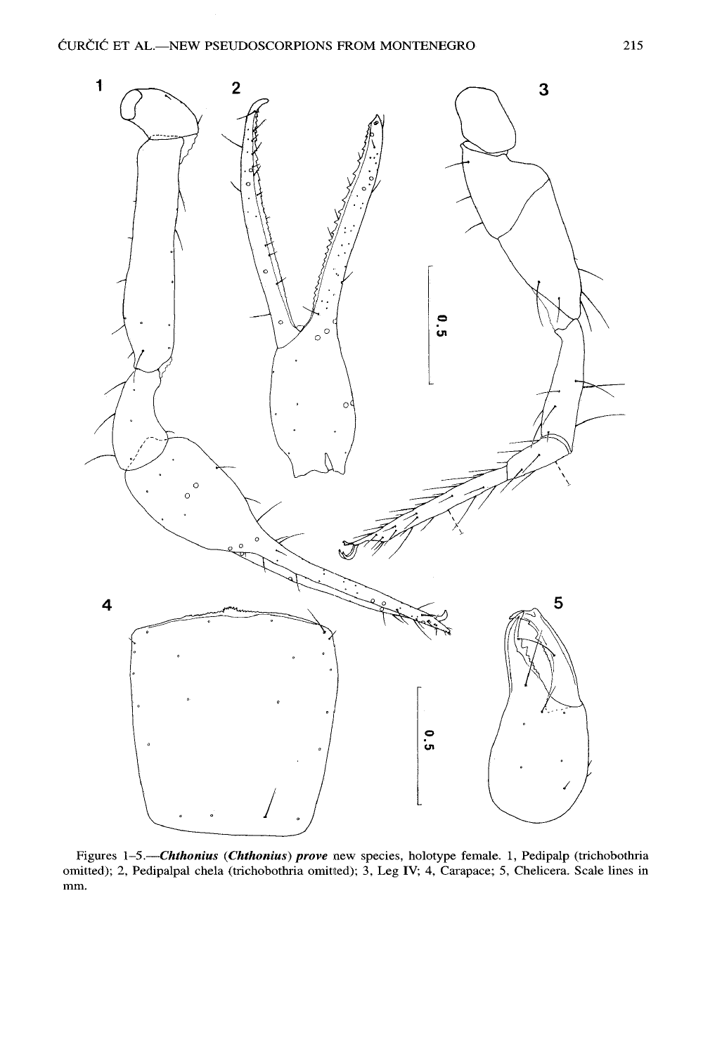Figures 1–5.—***Chthonius* (*Chthonius*) *prove*** new species, holotype female. 1, Pedipalp (trichobothria omitted); 2, Pedipalpal chela (trichobothria omitted); 3, Leg IV; 4, Carapace; 5, Chelicera. Scale lines in mm.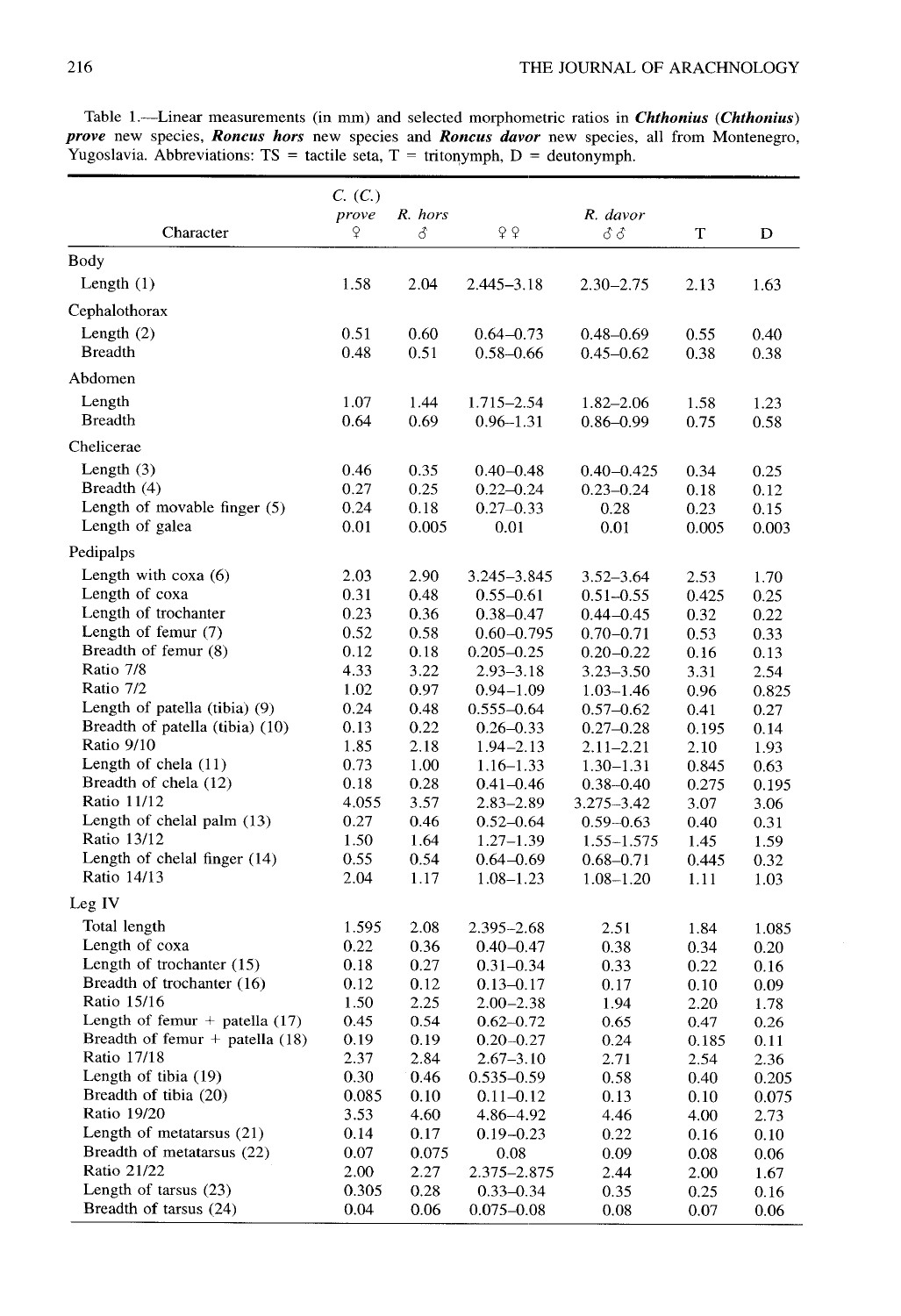Table 1.—Linear measurements (in mm) and selected morphometric ratios in ***Chthonius* (*Chthonius*) *prove*** new species, ***Roncus hors*** new species and ***Roncus davor*** new species, all from Montenegro, Yugoslavia. Abbreviations: TS = tactile seta, T = tritonymph, D = deutonymph.

| Character | *C.* (*C.*) *prove* ♀ | *R. hors* ♂ | ♀♀ | *R. davor* ♂♂ | T | D |
|---|---|---|---|---|---|---|
| **Body** | | | | | | |
| Length (1) | 1.58 | 2.04 | 2.445–3.18 | 2.30–2.75 | 2.13 | 1.63 |
| **Cephalothorax** | | | | | | |
| Length (2) | 0.51 | 0.60 | 0.64–0.73 | 0.48–0.69 | 0.55 | 0.40 |
| Breadth | 0.48 | 0.51 | 0.58–0.66 | 0.45–0.62 | 0.38 | 0.38 |
| **Abdomen** | | | | | | |
| Length | 1.07 | 1.44 | 1.715–2.54 | 1.82–2.06 | 1.58 | 1.23 |
| Breadth | 0.64 | 0.69 | 0.96–1.31 | 0.86–0.99 | 0.75 | 0.58 |
| **Chelicerae** | | | | | | |
| Length (3) | 0.46 | 0.35 | 0.40–0.48 | 0.40–0.425 | 0.34 | 0.25 |
| Breadth (4) | 0.27 | 0.25 | 0.22–0.24 | 0.23–0.24 | 0.18 | 0.12 |
| Length of movable finger (5) | 0.24 | 0.18 | 0.27–0.33 | 0.28 | 0.23 | 0.15 |
| Length of galea | 0.01 | 0.005 | 0.01 | 0.01 | 0.005 | 0.003 |
| **Pedipalps** | | | | | | |
| Length with coxa (6) | 2.03 | 2.90 | 3.245–3.845 | 3.52–3.64 | 2.53 | 1.70 |
| Length of coxa | 0.31 | 0.48 | 0.55–0.61 | 0.51–0.55 | 0.425 | 0.25 |
| Length of trochanter | 0.23 | 0.36 | 0.38–0.47 | 0.44–0.45 | 0.32 | 0.22 |
| Length of femur (7) | 0.52 | 0.58 | 0.60–0.795 | 0.70–0.71 | 0.53 | 0.33 |
| Breadth of femur (8) | 0.12 | 0.18 | 0.205–0.25 | 0.20–0.22 | 0.16 | 0.13 |
| Ratio 7/8 | 4.33 | 3.22 | 2.93–3.18 | 3.23–3.50 | 3.31 | 2.54 |
| Ratio 7/2 | 1.02 | 0.97 | 0.94–1.09 | 1.03–1.46 | 0.96 | 0.825 |
| Length of patella (tibia) (9) | 0.24 | 0.48 | 0.555–0.64 | 0.57–0.62 | 0.41 | 0.27 |
| Breadth of patella (tibia) (10) | 0.13 | 0.22 | 0.26–0.33 | 0.27–0.28 | 0.195 | 0.14 |
| Ratio 9/10 | 1.85 | 2.18 | 1.94–2.13 | 2.11–2.21 | 2.10 | 1.93 |
| Length of chela (11) | 0.73 | 1.00 | 1.16–1.33 | 1.30–1.31 | 0.845 | 0.63 |
| Breadth of chela (12) | 0.18 | 0.28 | 0.41–0.46 | 0.38–0.40 | 0.275 | 0.195 |
| Ratio 11/12 | 4.055 | 3.57 | 2.83–2.89 | 3.275–3.42 | 3.07 | 3.06 |
| Length of chelal palm (13) | 0.27 | 0.46 | 0.52–0.64 | 0.59–0.63 | 0.40 | 0.31 |
| Ratio 13/12 | 1.50 | 1.64 | 1.27–1.39 | 1.55–1.575 | 1.45 | 1.59 |
| Length of chelal finger (14) | 0.55 | 0.54 | 0.64–0.69 | 0.68–0.71 | 0.445 | 0.32 |
| Ratio 14/13 | 2.04 | 1.17 | 1.08–1.23 | 1.08–1.20 | 1.11 | 1.03 |
| **Leg IV** | | | | | | |
| Total length | 1.595 | 2.08 | 2.395–2.68 | 2.51 | 1.84 | 1.085 |
| Length of coxa | 0.22 | 0.36 | 0.40–0.47 | 0.38 | 0.34 | 0.20 |
| Length of trochanter (15) | 0.18 | 0.27 | 0.31–0.34 | 0.33 | 0.22 | 0.16 |
| Breadth of trochanter (16) | 0.12 | 0.12 | 0.13–0.17 | 0.17 | 0.10 | 0.09 |
| Ratio 15/16 | 1.50 | 2.25 | 2.00–2.38 | 1.94 | 2.20 | 1.78 |
| Length of femur + patella (17) | 0.45 | 0.54 | 0.62–0.72 | 0.65 | 0.47 | 0.26 |
| Breadth of femur + patella (18) | 0.19 | 0.19 | 0.20–0.27 | 0.24 | 0.185 | 0.11 |
| Ratio 17/18 | 2.37 | 2.84 | 2.67–3.10 | 2.71 | 2.54 | 2.36 |
| Length of tibia (19) | 0.30 | 0.46 | 0.535–0.59 | 0.58 | 0.40 | 0.205 |
| Breadth of tibia (20) | 0.085 | 0.10 | 0.11–0.12 | 0.13 | 0.10 | 0.075 |
| Ratio 19/20 | 3.53 | 4.60 | 4.86–4.92 | 4.46 | 4.00 | 2.73 |
| Length of metatarsus (21) | 0.14 | 0.17 | 0.19–0.23 | 0.22 | 0.16 | 0.10 |
| Breadth of metatarsus (22) | 0.07 | 0.075 | 0.08 | 0.09 | 0.08 | 0.06 |
| Ratio 21/22 | 2.00 | 2.27 | 2.375–2.875 | 2.44 | 2.00 | 1.67 |
| Length of tarsus (23) | 0.305 | 0.28 | 0.33–0.34 | 0.35 | 0.25 | 0.16 |
| Breadth of tarsus (24) | 0.04 | 0.06 | 0.075–0.08 | 0.08 | 0.07 | 0.06 |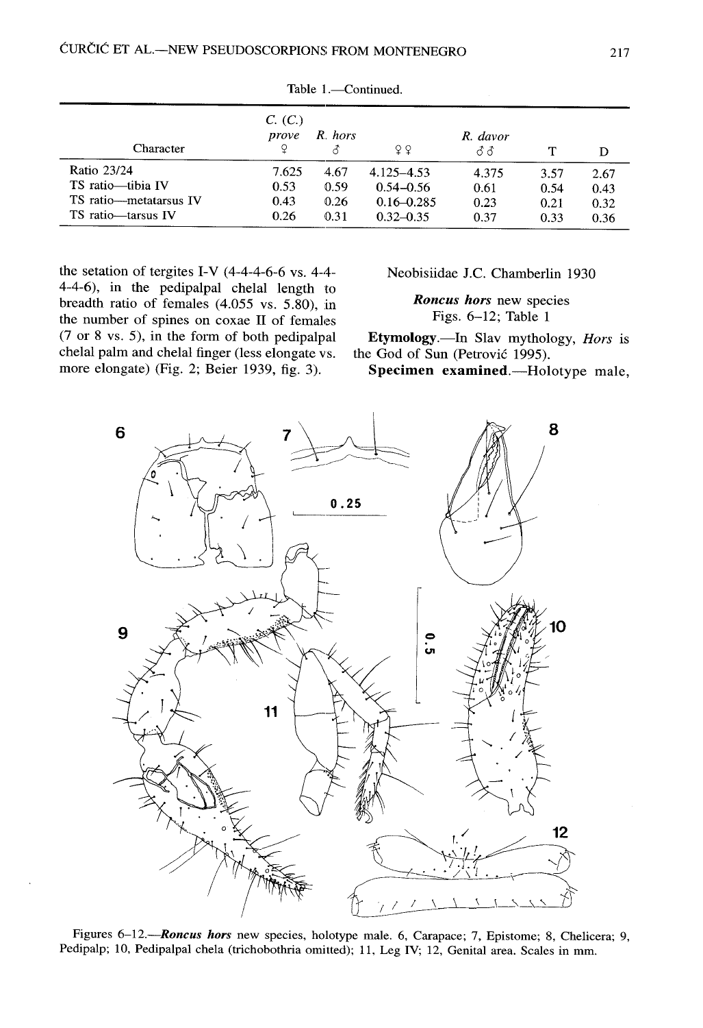Table 1.—Continued.

| Character | *C.* (*C.*) *prove* ♀ | *R. hors* ♂ | ♀♀ | *R. davor* ♂♂ | T | D |
|---|---|---|---|---|---|---|
| Ratio 23/24 | 7.625 | 4.67 | 4.125–4.53 | 4.375 | 3.57 | 2.67 |
| TS ratio—tibia IV | 0.53 | 0.59 | 0.54–0.56 | 0.61 | 0.54 | 0.43 |
| TS ratio—metatarsus IV | 0.43 | 0.26 | 0.16–0.285 | 0.23 | 0.21 | 0.32 |
| TS ratio—tarsus IV | 0.26 | 0.31 | 0.32–0.35 | 0.37 | 0.33 | 0.36 |

the setation of tergites I-V (4-4-4-6-6 vs. 4-4-4-4-6), in the pedipalpal chelal length to breadth ratio of females (4.055 vs. 5.80), in the number of spines on coxae II of females (7 or 8 vs. 5), in the form of both pedipalpal chelal palm and chelal finger (less elongate vs. more elongate) (Fig. 2; Beier 1939, fig. 3).

Neobisiidae J.C. Chamberlin 1930

***Roncus hors*** **new species**
Figs. 6–12; Table 1

**Etymology.**—In Slav mythology, *Hors* is the God of Sun (Petrović 1995).

**Specimen examined.**—Holotype male,

Figures 6–12.—***Roncus hors*** new species, holotype male. 6, Carapace; 7, Epistome; 8, Chelicera; 9, Pedipalp; 10, Pedipalpal chela (trichobothria omitted); 11, Leg IV; 12, Genital area. Scales in mm.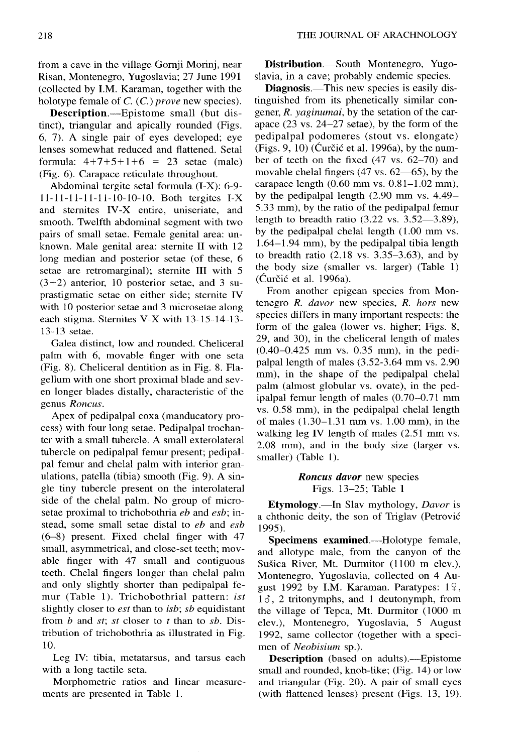from a cave in the village Gornji Morinj, near Risan, Montenegro, Yugoslavia; 27 June 1991 (collected by I.M. Karaman, together with the holotype female of *C.* (*C.*) *prove* new species).

**Description.**—Epistome small (but distinct), triangular and apically rounded (Figs. 6, 7). A single pair of eyes developed; eye lenses somewhat reduced and flattened. Setal formula: 4+7+5+1+6 = 23 setae (male) (Fig. 6). Carapace reticulate throughout.

Abdominal tergite setal formula (I-X): 6-9-11-11-11-11-11-10-10-10. Both tergites I-X and sternites IV-X entire, uniseriate, and smooth. Twelfth abdominal segment with two pairs of small setae. Female genital area: unknown. Male genital area: sternite II with 12 long median and posterior setae (of these, 6 setae are retromarginal); sternite III with 5 (3+2) anterior, 10 posterior setae, and 3 suprastigmatic setae on either side; sternite IV with 10 posterior setae and 3 microsetae along each stigma. Sternites V-X with 13-15-14-13-13-13 setae.

Galea distinct, low and rounded. Cheliceral palm with 6, movable finger with one seta (Fig. 8). Cheliceral dentition as in Fig. 8. Flagellum with one short proximal blade and seven longer blades distally, characteristic of the genus *Roncus*.

Apex of pedipalpal coxa (manducatory process) with four long setae. Pedipalpal trochanter with a small tubercle. A small exterolateral tubercle on pedipalpal femur present; pedipalpal femur and chelal palm with interior granulations, patella (tibia) smooth (Fig. 9). A single tiny tubercle present on the interolateral side of the chelal palm. No group of microsetae proximal to trichobothria *eb* and *esb*; instead, some small setae distal to *eb* and *esb* (6–8) present. Fixed chelal finger with 47 small, asymmetrical, and close-set teeth; movable finger with 47 small and contiguous teeth. Chelal fingers longer than chelal palm and only slightly shorter than pedipalpal femur (Table 1). Trichobothrial pattern: *ist* slightly closer to *est* than to *isb*; *sb* equidistant from *b* and *st*; *st* closer to *t* than to *sb*. Distribution of trichobothria as illustrated in Fig. 10.

Leg IV: tibia, metatarsus, and tarsus each with a long tactile seta.

Morphometric ratios and linear measurements are presented in Table 1.

**Distribution.**—South Montenegro, Yugoslavia, in a cave; probably endemic species.

**Diagnosis.**—This new species is easily distinguished from its phenetically similar congener, *R. yaginumai*, by the setation of the carapace (23 vs. 24–27 setae), by the form of the pedipalpal podomeres (stout vs. elongate) (Figs. 9, 10) (Ćurčić et al. 1996a), by the number of teeth on the fixed (47 vs. 62—65) and movable chelal fingers (47 vs. 62—70), by the carapace length (0.60 mm vs. 0.81–1.02 mm), by the pedipalpal length (2.90 mm vs. 4.49–5.33 mm), by the ratio of the pedipalpal femur length to breadth ratio (3.22 vs. 3.52—3.89), by the pedipalpal chelal length (1.00 mm vs. 1.64–1.94 mm), by the pedipalpal tibia length to breadth ratio (2.18 vs. 3.35–3.63), and by the body size (smaller vs. larger) (Table 1) (Ćurčić et al. 1996a).

From another epigean species from Montenegro *R. davor* new species, *R. hors* new species differs in many important respects: the form of the galea (lower vs. higher; Figs. 8, 29, and 30), in the cheliceral length of males (0.40–0.425 mm vs. 0.35 mm), in the pedipalpal length of males (3.52-3.64 mm vs. 2.90 mm), in the shape of the pedipalpal chelal palm (almost globular vs. ovate), in the pedipalpal femur length of males (0.70–0.71 mm vs. 0.58 mm), in the pedipalpal chelal length of males (1.30–1.31 mm vs. 1.00 mm), in the walking leg IV length of males (2.51 mm vs. 2.08 mm), and in the body size (larger vs. smaller) (Table 1).

## *Roncus davor* new species

Figs. 13–25; Table 1

**Etymology.**—In Slav mythology, *Davor* is a chthonic deity, the son of Triglav (Petrović 1995).

**Specimens examined.**—Holotype female, and allotype male, from the canyon of the Sušica River, Mt. Durmitor (1100 m elev.), Montenegro, Yugoslavia, collected on 4 August 1992 by I.M. Karaman. Paratypes: 1♀, 1♂, 2 tritonymphs, and 1 deutonymph, from the village of Tepca, Mt. Durmitor (1000 m elev.), Montenegro, Yugoslavia, 5 August 1992, same collector (together with a specimen of *Neobisium* sp.).

**Description** (based on adults).—Epistome small and rounded, knob-like; (Fig. 14) or low and triangular (Fig. 20). A pair of small eyes (with flattened lenses) present (Figs. 13, 19).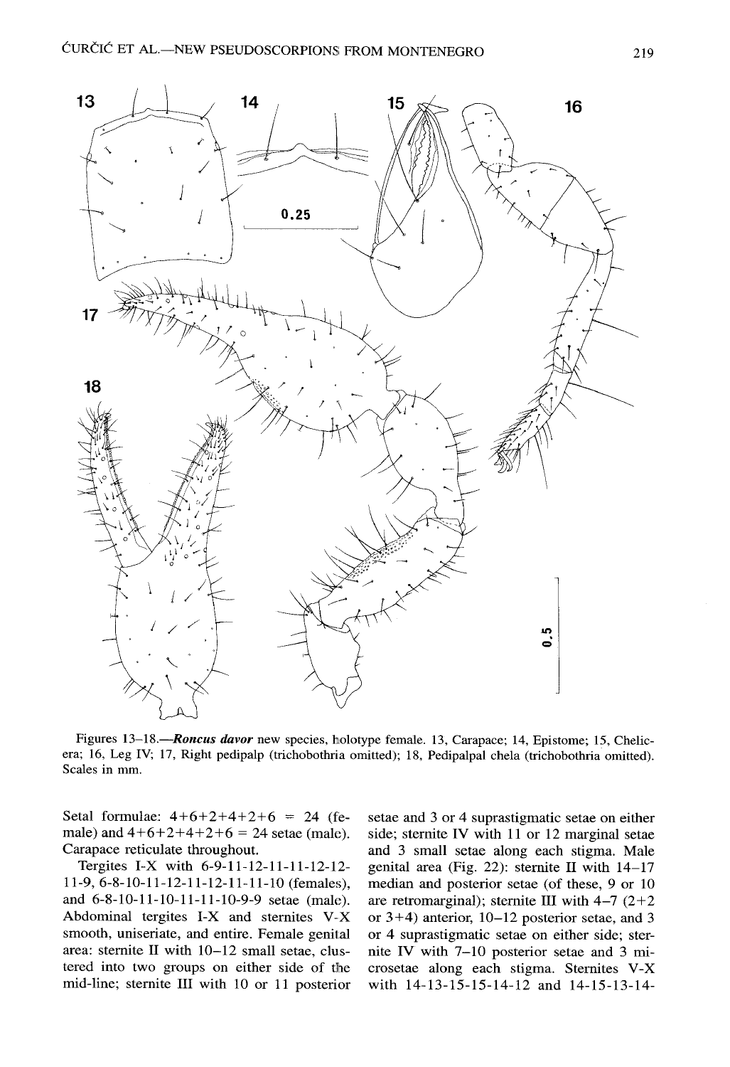Figures 13–18.—***Roncus davor*** new species, holotype female. 13, Carapace; 14, Epistome; 15, Chelicera; 16, Leg IV; 17, Right pedipalp (trichobothria omitted); 18, Pedipalpal chela (trichobothria omitted). Scales in mm.

Setal formulae: 4+6+2+4+2+6 = 24 (female) and 4+6+2+4+2+6 = 24 setae (male). Carapace reticulate throughout.

Tergites I-X with 6-9-11-12-11-11-12-12-11-9, 6-8-10-11-12-11-12-11-11-10 (females), and 6-8-10-11-10-11-11-10-9-9 setae (male). Abdominal tergites I-X and sternites V-X smooth, uniseriate, and entire. Female genital area: sternite II with 10–12 small setae, clustered into two groups on either side of the mid-line; sternite III with 10 or 11 posterior setae and 3 or 4 suprastigmatic setae on either side; sternite IV with 11 or 12 marginal setae and 3 small setae along each stigma. Male genital area (Fig. 22): sternite II with 14–17 median and posterior setae (of these, 9 or 10 are retromarginal); sternite III with 4–7 (2+2 or 3+4) anterior, 10–12 posterior setae, and 3 or 4 suprastigmatic setae on either side; sternite IV with 7–10 posterior setae and 3 microsetae along each stigma. Sternites V-X with 14-13-15-15-14-12 and 14-15-13-14-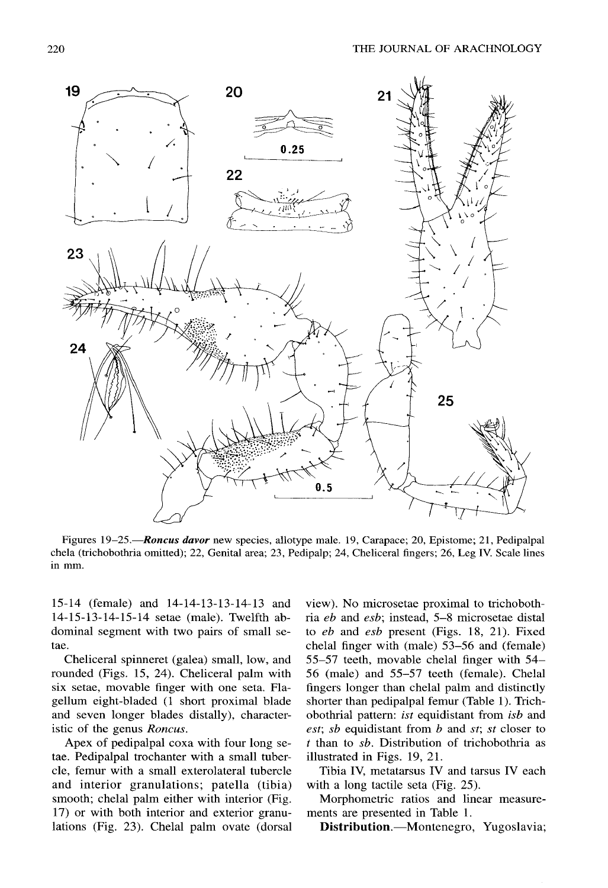Figures 19–25.—***Roncus davor*** new species, allotype male. 19, Carapace; 20, Epistome; 21, Pedipalpal chela (trichobothria omitted); 22, Genital area; 23, Pedipalp; 24, Cheliceral fingers; 26, Leg IV. Scale lines in mm.

15-14 (female) and 14-14-13-13-14-13 and 14-15-13-14-15-14 setae (male). Twelfth abdominal segment with two pairs of small setae.

Cheliceral spinneret (galea) small, low, and rounded (Figs. 15, 24). Cheliceral palm with six setae, movable finger with one seta. Flagellum eight-bladed (1 short proximal blade and seven longer blades distally), characteristic of the genus *Roncus*.

Apex of pedipalpal coxa with four long setae. Pedipalpal trochanter with a small tubercle, femur with a small exterolateral tubercle and interior granulations; patella (tibia) smooth; chelal palm either with interior (Fig. 17) or with both interior and exterior granulations (Fig. 23). Chelal palm ovate (dorsal view). No microsetae proximal to trichobothria *eb* and *esb*; instead, 5–8 microsetae distal to *eb* and *esb* present (Figs. 18, 21). Fixed chelal finger with (male) 53–56 and (female) 55–57 teeth, movable chelal finger with 54–56 (male) and 55–57 teeth (female). Chelal fingers longer than chelal palm and distinctly shorter than pedipalpal femur (Table 1). Trichobothrial pattern: *ist* equidistant from *isb* and *est*; *sb* equidistant from *b* and *st*; *st* closer to *t* than to *sb*. Distribution of trichobothria as illustrated in Figs. 19, 21.

Tibia IV, metatarsus IV and tarsus IV each with a long tactile seta (Fig. 25).

Morphometric ratios and linear measurements are presented in Table 1.

**Distribution.**—Montenegro, Yugoslavia;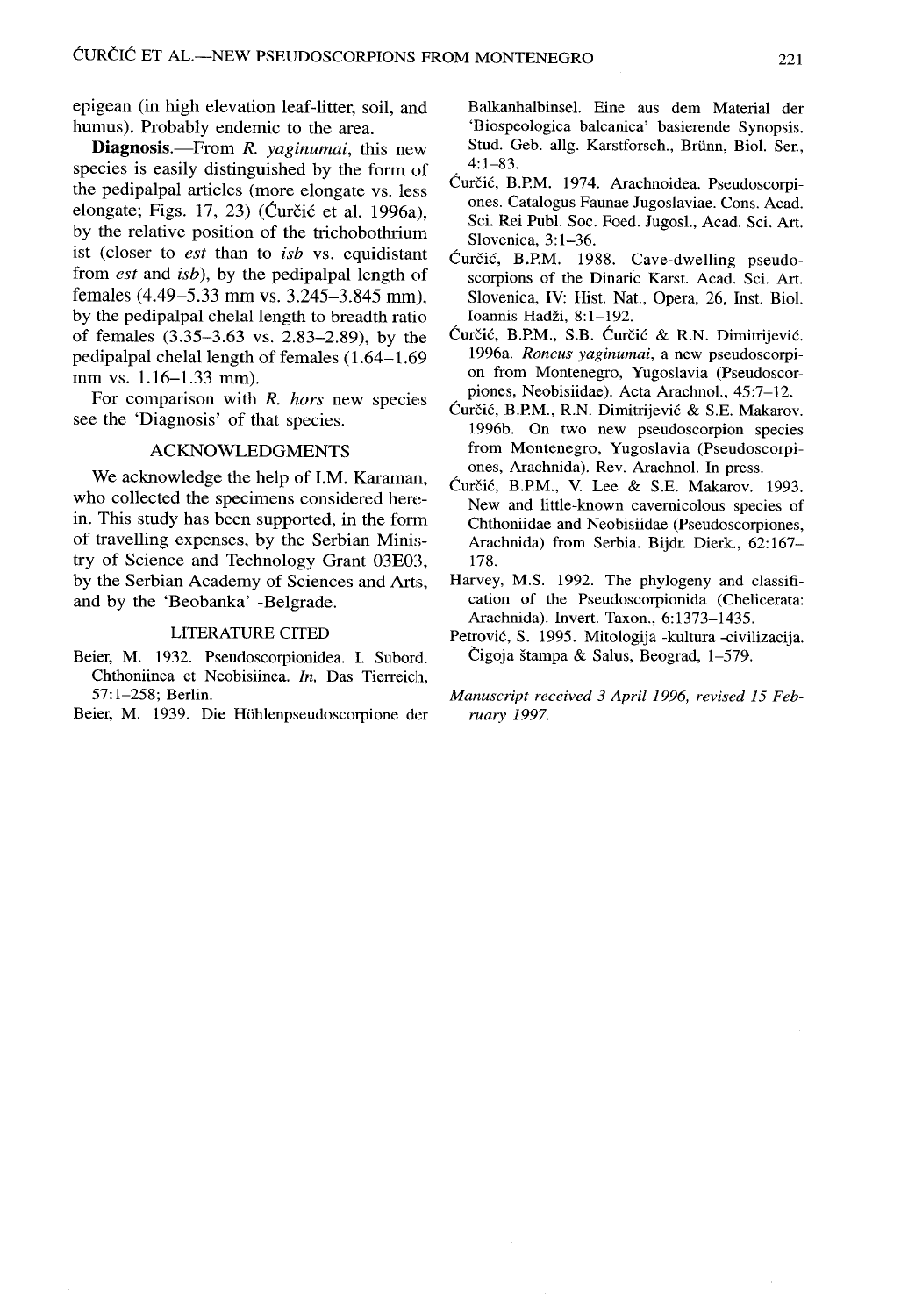epigean (in high elevation leaf-litter, soil, and humus). Probably endemic to the area.

**Diagnosis.**—From *R. yaginumai*, this new species is easily distinguished by the form of the pedipalpal articles (more elongate vs. less elongate; Figs. 17, 23) (Ćurčić et al. 1996a), by the relative position of the trichobothrium ist (closer to *est* than to *isb* vs. equidistant from *est* and *isb*), by the pedipalpal length of females (4.49–5.33 mm vs. 3.245–3.845 mm), by the pedipalpal chelal length to breadth ratio of females (3.35–3.63 vs. 2.83–2.89), by the pedipalpal chelal length of females (1.64–1.69 mm vs. 1.16–1.33 mm).

For comparison with *R. hors* new species see the 'Diagnosis' of that species.

## ACKNOWLEDGMENTS

We acknowledge the help of I.M. Karaman, who collected the specimens considered herein. This study has been supported, in the form of travelling expenses, by the Serbian Ministry of Science and Technology Grant 03E03, by the Serbian Academy of Sciences and Arts, and by the 'Beobanka' -Belgrade.

## LITERATURE CITED

Beier, M. 1932. Pseudoscorpionidea. I. Subord. Chthoniinea et Neobisiinea. *In,* Das Tierreich, 57:1–258; Berlin.

Beier, M. 1939. Die Höhlenpseudoscorpione der Balkanhalbinsel. Eine aus dem Material der 'Biospeologica balcanica' basierende Synopsis. Stud. Geb. allg. Karstforsch., Brünn, Biol. Ser., 4:1–83.

Ćurčić, B.P.M. 1974. Arachnoidea. Pseudoscorpiones. Catalogus Faunae Jugoslaviae. Cons. Acad. Sci. Rei Publ. Soc. Foed. Jugosl., Acad. Sci. Art. Slovenica, 3:1–36.

Ćurčić, B.P.M. 1988. Cave-dwelling pseudoscorpions of the Dinaric Karst. Acad. Sci. Art. Slovenica, IV: Hist. Nat., Opera, 26, Inst. Biol. Ioannis Hadži, 8:1–192.

Ćurčić, B.P.M., S.B. Ćurčić & R.N. Dimitrijević. 1996a. *Roncus yaginumai*, a new pseudoscorpion from Montenegro, Yugoslavia (Pseudoscorpiones, Neobisiidae). Acta Arachnol., 45:7–12.

Ćurčić, B.P.M., R.N. Dimitrijević & S.E. Makarov. 1996b. On two new pseudoscorpion species from Montenegro, Yugoslavia (Pseudoscorpiones, Arachnida). Rev. Arachnol. In press.

Ćurčić, B.P.M., V. Lee & S.E. Makarov. 1993. New and little-known cavernicolous species of Chthoniidae and Neobisiidae (Pseudoscorpiones, Arachnida) from Serbia. Bijdr. Dierk., 62:167–178.

Harvey, M.S. 1992. The phylogeny and classification of the Pseudoscorpionida (Chelicerata: Arachnida). Invert. Taxon., 6:1373–1435.

Petrović, S. 1995. Mitologija -kultura -civilizacija. Čigoja štampa & Salus, Beograd, 1–579.

*Manuscript received 3 April 1996, revised 15 February 1997.*